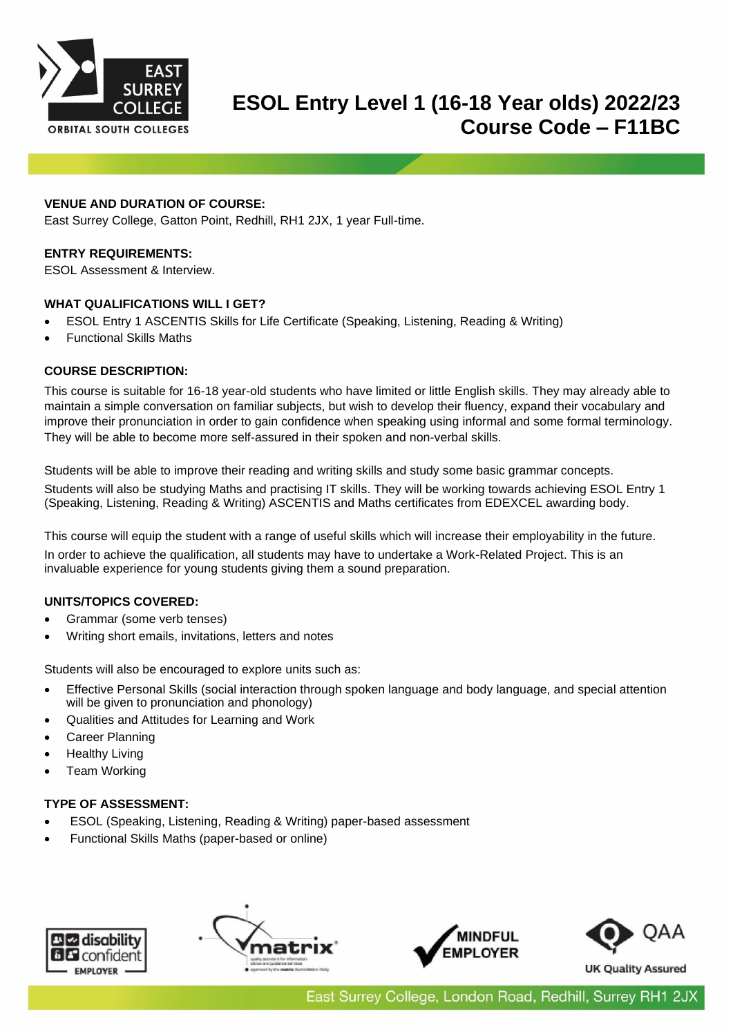# ESOL Entry Level 1 (16-18 Year olds) 2022/23
# Course Code – F11BC

**VENUE AND DURATION OF COURSE:**
East Surrey College, Gatton Point, Redhill, RH1 2JX, 1 year Full-time.

**ENTRY REQUIREMENTS:**
ESOL Assessment & Interview.

**WHAT QUALIFICATIONS WILL I GET?**

- ESOL Entry 1 ASCENTIS Skills for Life Certificate (Speaking, Listening, Reading & Writing)
- Functional Skills Maths

**COURSE DESCRIPTION:**

This course is suitable for 16-18 year-old students who have limited or little English skills. They may already able to maintain a simple conversation on familiar subjects, but wish to develop their fluency, expand their vocabulary and improve their pronunciation in order to gain confidence when speaking using informal and some formal terminology. They will be able to become more self-assured in their spoken and non-verbal skills.

Students will be able to improve their reading and writing skills and study some basic grammar concepts. Students will also be studying Maths and practising IT skills. They will be working towards achieving ESOL Entry 1 (Speaking, Listening, Reading & Writing) ASCENTIS and Maths certificates from EDEXCEL awarding body.

This course will equip the student with a range of useful skills which will increase their employability in the future. In order to achieve the qualification, all students may have to undertake a Work-Related Project. This is an invaluable experience for young students giving them a sound preparation.

**UNITS/TOPICS COVERED:**

- Grammar (some verb tenses)
- Writing short emails, invitations, letters and notes

Students will also be encouraged to explore units such as:

- Effective Personal Skills (social interaction through spoken language and body language, and special attention will be given to pronunciation and phonology)
- Qualities and Attitudes for Learning and Work
- Career Planning
- Healthy Living
- Team Working

**TYPE OF ASSESSMENT:**

- ESOL (Speaking, Listening, Reading & Writing) paper-based assessment
- Functional Skills Maths (paper-based or online)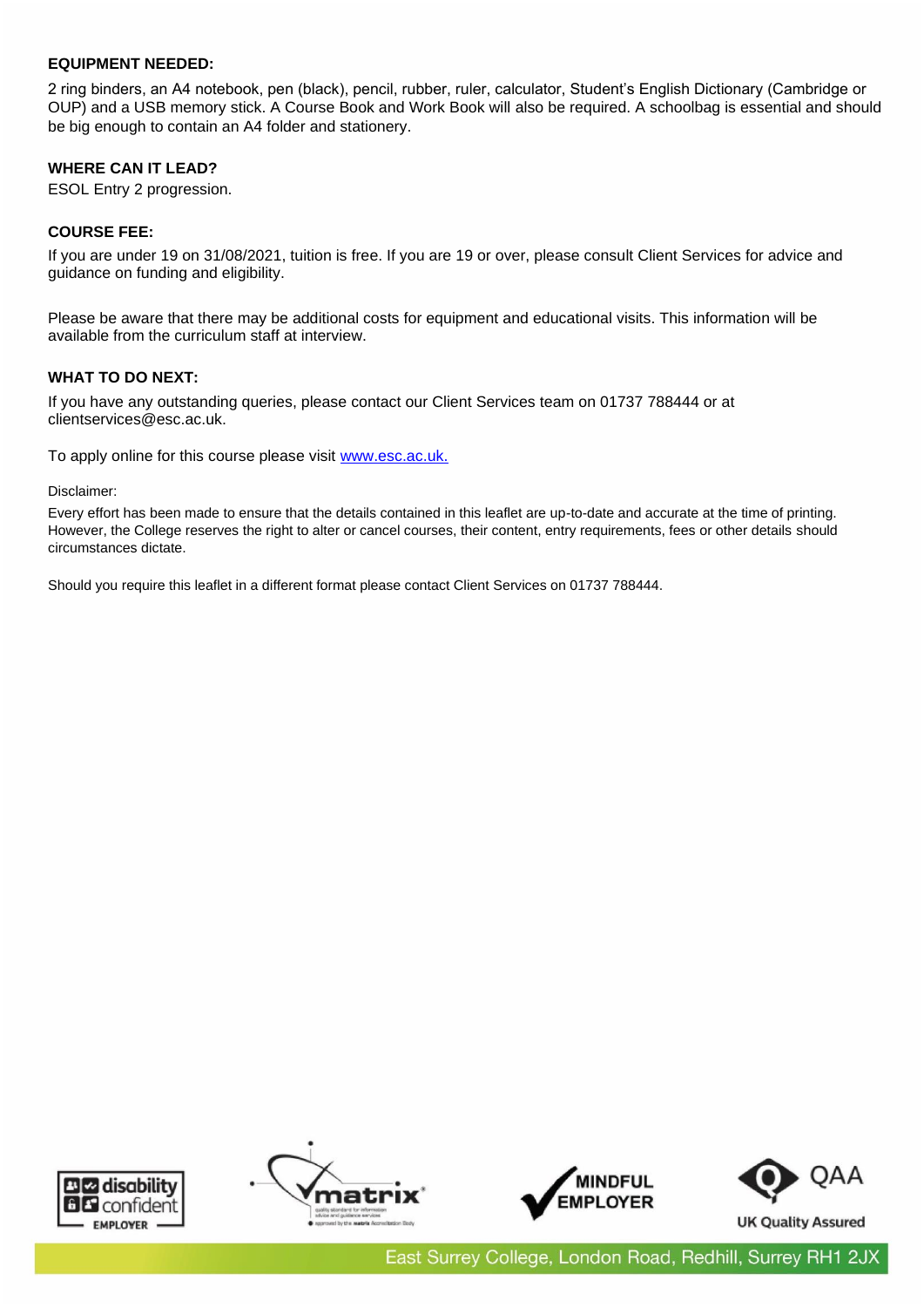**EQUIPMENT NEEDED:**

2 ring binders, an A4 notebook, pen (black), pencil, rubber, ruler, calculator, Student's English Dictionary (Cambridge or OUP) and a USB memory stick. A Course Book and Work Book will also be required. A schoolbag is essential and should be big enough to contain an A4 folder and stationery.

**WHERE CAN IT LEAD?**

ESOL Entry 2 progression.

**COURSE FEE:**

If you are under 19 on 31/08/2021, tuition is free. If you are 19 or over, please consult Client Services for advice and guidance on funding and eligibility.

Please be aware that there may be additional costs for equipment and educational visits. This information will be available from the curriculum staff at interview.

**WHAT TO DO NEXT:**

If you have any outstanding queries, please contact our Client Services team on 01737 788444 or at clientservices@esc.ac.uk.

To apply online for this course please visit [www.esc.ac.uk.](http://www.esc.ac.uk)

Disclaimer:

Every effort has been made to ensure that the details contained in this leaflet are up-to-date and accurate at the time of printing. However, the College reserves the right to alter or cancel courses, their content, entry requirements, fees or other details should circumstances dictate.

Should you require this leaflet in a different format please contact Client Services on 01737 788444.

disability confident EMPLOYER

matrix

MINDFUL EMPLOYER

QAA UK Quality Assured

East Surrey College, London Road, Redhill, Surrey RH1 2JX